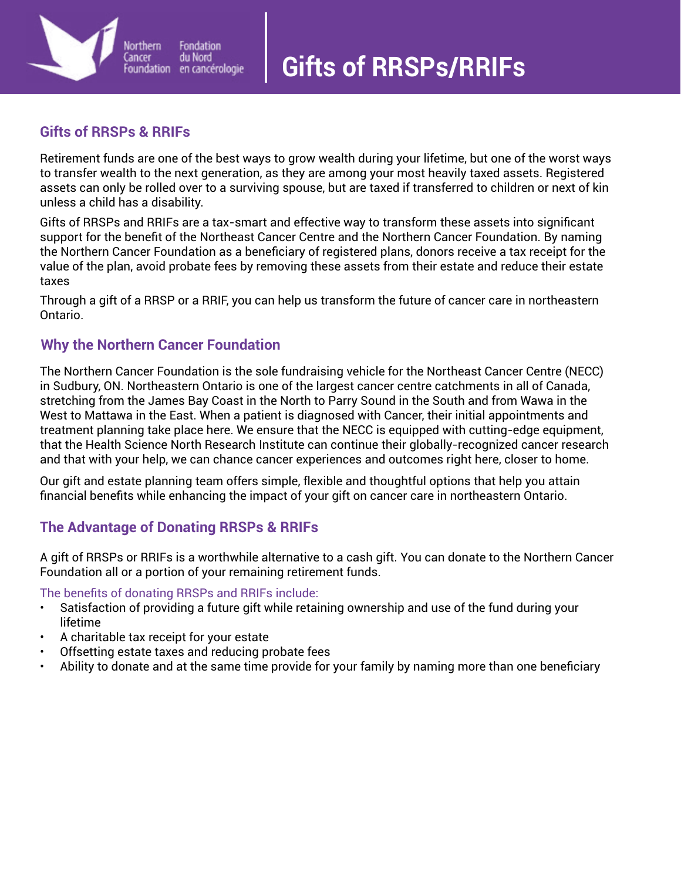Northern Cancer Foundation
Fondation du Nord en cancérologie

# Gifts of RRSPs/RRIFs

## Gifts of RRSPs & RRIFs

Retirement funds are one of the best ways to grow wealth during your lifetime, but one of the worst ways to transfer wealth to the next generation, as they are among your most heavily taxed assets. Registered assets can only be rolled over to a surviving spouse, but are taxed if transferred to children or next of kin unless a child has a disability.

Gifts of RRSPs and RRIFs are a tax-smart and effective way to transform these assets into significant support for the benefit of the Northeast Cancer Centre and the Northern Cancer Foundation. By naming the Northern Cancer Foundation as a beneficiary of registered plans, donors receive a tax receipt for the value of the plan, avoid probate fees by removing these assets from their estate and reduce their estate taxes

Through a gift of a RRSP or a RRIF, you can help us transform the future of cancer care in northeastern Ontario.

## Why the Northern Cancer Foundation

The Northern Cancer Foundation is the sole fundraising vehicle for the Northeast Cancer Centre (NECC) in Sudbury, ON. Northeastern Ontario is one of the largest cancer centre catchments in all of Canada, stretching from the James Bay Coast in the North to Parry Sound in the South and from Wawa in the West to Mattawa in the East. When a patient is diagnosed with Cancer, their initial appointments and treatment planning take place here. We ensure that the NECC is equipped with cutting-edge equipment, that the Health Science North Research Institute can continue their globally-recognized cancer research and that with your help, we can chance cancer experiences and outcomes right here, closer to home.

Our gift and estate planning team offers simple, flexible and thoughtful options that help you attain financial benefits while enhancing the impact of your gift on cancer care in northeastern Ontario.

## The Advantage of Donating RRSPs & RRIFs

A gift of RRSPs or RRIFs is a worthwhile alternative to a cash gift. You can donate to the Northern Cancer Foundation all or a portion of your remaining retirement funds.

The benefits of donating RRSPs and RRIFs include:

- Satisfaction of providing a future gift while retaining ownership and use of the fund during your lifetime
- A charitable tax receipt for your estate
- Offsetting estate taxes and reducing probate fees
- Ability to donate and at the same time provide for your family by naming more than one beneficiary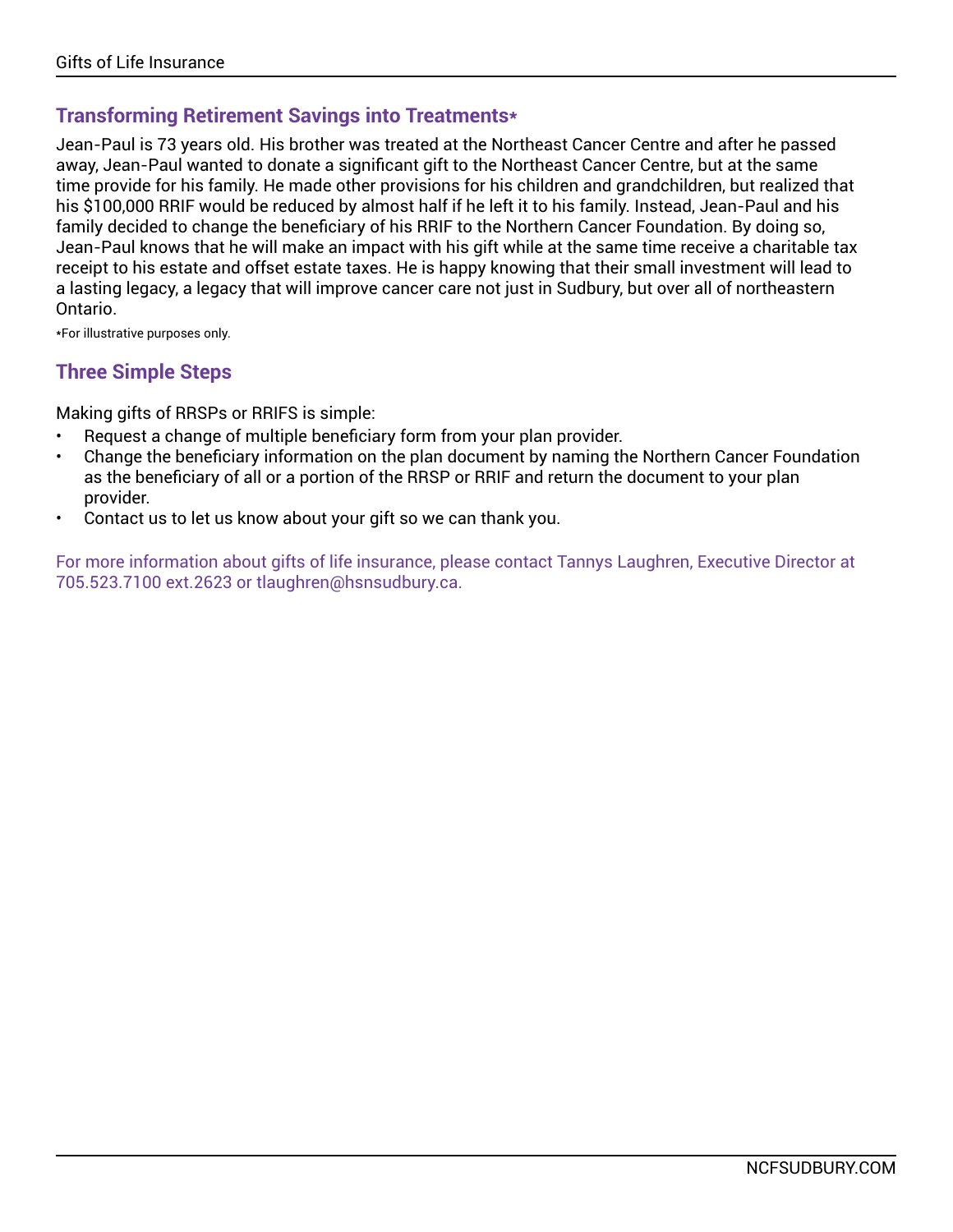## Transforming Retirement Savings into Treatments*

Jean-Paul is 73 years old. His brother was treated at the Northeast Cancer Centre and after he passed away, Jean-Paul wanted to donate a significant gift to the Northeast Cancer Centre, but at the same time provide for his family. He made other provisions for his children and grandchildren, but realized that his $100,000 RRIF would be reduced by almost half if he left it to his family. Instead, Jean-Paul and his family decided to change the beneficiary of his RRIF to the Northern Cancer Foundation. By doing so, Jean-Paul knows that he will make an impact with his gift while at the same time receive a charitable tax receipt to his estate and offset estate taxes. He is happy knowing that their small investment will lead to a lasting legacy, a legacy that will improve cancer care not just in Sudbury, but over all of northeastern Ontario.

*For illustrative purposes only.

## Three Simple Steps

Making gifts of RRSPs or RRIFS is simple:

- Request a change of multiple beneficiary form from your plan provider.
- Change the beneficiary information on the plan document by naming the Northern Cancer Foundation as the beneficiary of all or a portion of the RRSP or RRIF and return the document to your plan provider.
- Contact us to let us know about your gift so we can thank you.

For more information about gifts of life insurance, please contact Tannys Laughren, Executive Director at 705.523.7100 ext.2623 or tlaughren@hsnsudbury.ca.